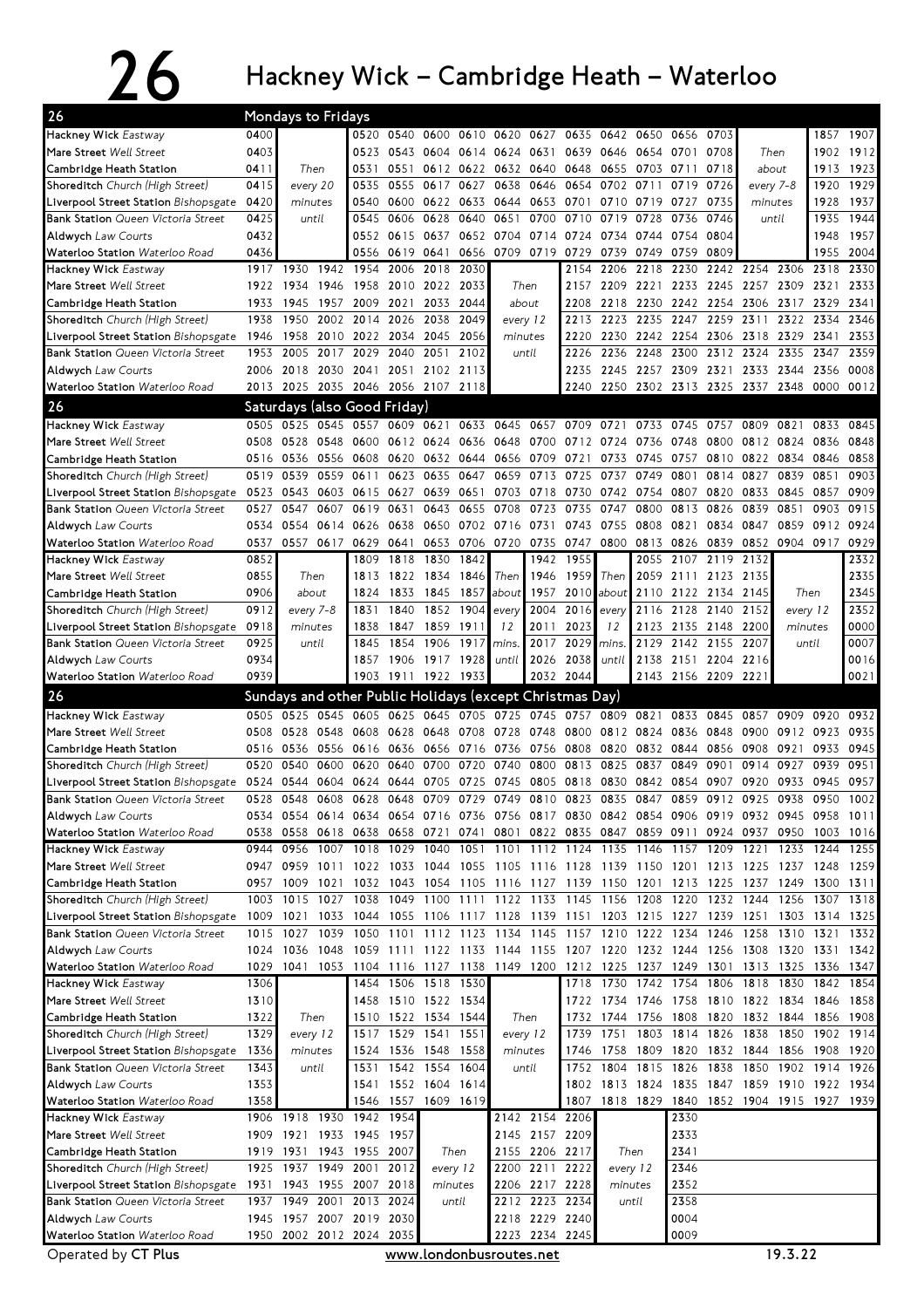# 26 Hackney Wick – Cambridge Heath – Waterloo

## Mondays to Fridays

| Stop | | | | | | | | | | | | | | | |
|---|---|---|---|---|---|---|---|---|---|---|---|---|---|---|---|
| Hackney Wick *Eastway* | 0400 | | 0520 | 0540 | 0600 | 0610 | 0620 | 0627 | 0635 | 0642 | 0650 | 0656 | 0703 | | 1857 | 1907 |
| Mare Street *Well Street* | 0403 | | 0523 | 0543 | 0604 | 0614 | 0624 | 0631 | 0639 | 0646 | 0654 | 0701 | 0708 | Then | 1902 | 1912 |
| Cambridge Heath Station | 0411 | Then | 0531 | 0551 | 0612 | 0622 | 0632 | 0640 | 0648 | 0655 | 0703 | 0711 | 0718 | about | 1913 | 1923 |
| Shoreditch *Church (High Street)* | 0415 | every 20 | 0535 | 0555 | 0617 | 0627 | 0638 | 0646 | 0654 | 0702 | 0711 | 0719 | 0726 | every 7-8 | 1920 | 1929 |
| Liverpool Street Station *Bishopsgate* | 0420 | minutes | 0540 | 0600 | 0622 | 0633 | 0644 | 0653 | 0701 | 0710 | 0719 | 0727 | 0735 | minutes | 1928 | 1937 |
| Bank Station *Queen Victoria Street* | 0425 | until | 0545 | 0606 | 0628 | 0640 | 0651 | 0700 | 0710 | 0719 | 0728 | 0736 | 0746 | until | 1935 | 1944 |
| Aldwych *Law Courts* | 0432 | | 0552 | 0615 | 0637 | 0652 | 0704 | 0714 | 0724 | 0734 | 0744 | 0754 | 0804 | | 1948 | 1957 |
| Waterloo Station *Waterloo Road* | 0436 | | 0556 | 0619 | 0641 | 0656 | 0709 | 0719 | 0729 | 0739 | 0749 | 0759 | 0809 | | 1955 | 2004 |

| Stop | | | | | | | | | | | | | | | | | |
|---|---|---|---|---|---|---|---|---|---|---|---|---|---|---|---|---|---|
| Hackney Wick *Eastway* | 1917 | 1930 | 1942 | 1954 | 2006 | 2018 | 2030 | | 2154 | 2206 | 2218 | 2230 | 2242 | 2254 | 2306 | 2318 | 2330 |
| Mare Street *Well Street* | 1922 | 1934 | 1946 | 1958 | 2010 | 2022 | 2033 | Then | 2157 | 2209 | 2221 | 2233 | 2245 | 2257 | 2309 | 2321 | 2333 |
| Cambridge Heath Station | 1933 | 1945 | 1957 | 2009 | 2021 | 2033 | 2044 | about | 2208 | 2218 | 2230 | 2242 | 2254 | 2306 | 2317 | 2329 | 2341 |
| Shoreditch *Church (High Street)* | 1938 | 1950 | 2002 | 2014 | 2026 | 2038 | 2049 | every 12 | 2213 | 2223 | 2235 | 2247 | 2259 | 2311 | 2322 | 2334 | 2346 |
| Liverpool Street Station *Bishopsgate* | 1946 | 1958 | 2010 | 2022 | 2034 | 2045 | 2056 | minutes | 2220 | 2230 | 2242 | 2254 | 2306 | 2318 | 2329 | 2341 | 2353 |
| Bank Station *Queen Victoria Street* | 1953 | 2005 | 2017 | 2029 | 2040 | 2051 | 2102 | until | 2226 | 2236 | 2248 | 2300 | 2312 | 2324 | 2335 | 2347 | 2359 |
| Aldwych *Law Courts* | 2006 | 2018 | 2030 | 2041 | 2051 | 2102 | 2113 | | 2235 | 2245 | 2257 | 2309 | 2321 | 2333 | 2344 | 2356 | 0008 |
| Waterloo Station *Waterloo Road* | 2013 | 2025 | 2035 | 2046 | 2056 | 2107 | 2118 | | 2240 | 2250 | 2302 | 2313 | 2325 | 2337 | 2348 | 0000 | 0012 |

## Saturdays (also Good Friday)

| Stop | | | | | | | | | | | | | | | | | | |
|---|---|---|---|---|---|---|---|---|---|---|---|---|---|---|---|---|---|---|
| Hackney Wick *Eastway* | 0505 | 0525 | 0545 | 0557 | 0609 | 0621 | 0633 | 0645 | 0657 | 0709 | 0721 | 0733 | 0745 | 0757 | 0809 | 0821 | 0833 | 0845 |
| Mare Street *Well Street* | 0508 | 0528 | 0548 | 0600 | 0612 | 0624 | 0636 | 0648 | 0700 | 0712 | 0724 | 0736 | 0748 | 0800 | 0812 | 0824 | 0836 | 0848 |
| Cambridge Heath Station | 0516 | 0536 | 0556 | 0608 | 0620 | 0632 | 0644 | 0656 | 0709 | 0721 | 0733 | 0745 | 0757 | 0810 | 0822 | 0834 | 0846 | 0858 |
| Shoreditch *Church (High Street)* | 0519 | 0539 | 0559 | 0611 | 0623 | 0635 | 0647 | 0659 | 0713 | 0725 | 0737 | 0749 | 0801 | 0814 | 0827 | 0839 | 0851 | 0903 |
| Liverpool Street Station *Bishopsgate* | 0523 | 0543 | 0603 | 0615 | 0627 | 0639 | 0651 | 0703 | 0718 | 0730 | 0742 | 0754 | 0807 | 0820 | 0833 | 0845 | 0857 | 0909 |
| Bank Station *Queen Victoria Street* | 0527 | 0547 | 0607 | 0619 | 0631 | 0643 | 0655 | 0708 | 0723 | 0735 | 0747 | 0800 | 0813 | 0826 | 0839 | 0851 | 0903 | 0915 |
| Aldwych *Law Courts* | 0534 | 0554 | 0614 | 0626 | 0638 | 0650 | 0702 | 0716 | 0731 | 0743 | 0755 | 0808 | 0821 | 0834 | 0847 | 0859 | 0912 | 0924 |
| Waterloo Station *Waterloo Road* | 0537 | 0557 | 0617 | 0629 | 0641 | 0653 | 0706 | 0720 | 0735 | 0747 | 0800 | 0813 | 0826 | 0839 | 0852 | 0904 | 0917 | 0929 |

| Stop | | | | | | | | | | | | | | | | |
|---|---|---|---|---|---|---|---|---|---|---|---|---|---|---|---|---|
| Hackney Wick *Eastway* | 0852 | | 1809 | 1818 | 1830 | 1842 | | 1942 | 1955 | | 2055 | 2107 | 2119 | 2132 | | 2332 |
| Mare Street *Well Street* | 0855 | Then | 1813 | 1822 | 1834 | 1846 | Then | 1946 | 1959 | Then | 2059 | 2111 | 2123 | 2135 | | 2335 |
| Cambridge Heath Station | 0906 | about | 1824 | 1833 | 1845 | 1857 | about | 1957 | 2010 | about | 2110 | 2122 | 2134 | 2145 | Then | 2345 |
| Shoreditch *Church (High Street)* | 0912 | every 7-8 | 1831 | 1840 | 1852 | 1904 | every | 2004 | 2016 | every | 2116 | 2128 | 2140 | 2152 | every 12 | 2352 |
| Liverpool Street Station *Bishopsgate* | 0918 | minutes | 1838 | 1847 | 1859 | 1911 | 12 | 2011 | 2023 | 12 | 2123 | 2135 | 2148 | 2200 | minutes | 0000 |
| Bank Station *Queen Victoria Street* | 0925 | until | 1845 | 1854 | 1906 | 1917 | mins. | 2017 | 2029 | mins. | 2129 | 2142 | 2155 | 2207 | until | 0007 |
| Aldwych *Law Courts* | 0934 | | 1857 | 1906 | 1917 | 1928 | until | 2026 | 2038 | until | 2138 | 2151 | 2204 | 2216 | | 0016 |
| Waterloo Station *Waterloo Road* | 0939 | | 1903 | 1911 | 1922 | 1933 | | 2032 | 2044 | | 2143 | 2156 | 2209 | 2221 | | 0021 |

## Sundays and other Public Holidays (except Christmas Day)

| Stop | | | | | | | | | | | | | | | | | | |
|---|---|---|---|---|---|---|---|---|---|---|---|---|---|---|---|---|---|---|
| Hackney Wick *Eastway* | 0505 | 0525 | 0545 | 0605 | 0625 | 0645 | 0705 | 0725 | 0745 | 0757 | 0809 | 0821 | 0833 | 0845 | 0857 | 0909 | 0920 | 0932 |
| Mare Street *Well Street* | 0508 | 0528 | 0548 | 0608 | 0628 | 0648 | 0708 | 0728 | 0748 | 0800 | 0812 | 0824 | 0836 | 0848 | 0900 | 0912 | 0923 | 0935 |
| Cambridge Heath Station | 0516 | 0536 | 0556 | 0616 | 0636 | 0656 | 0716 | 0736 | 0756 | 0808 | 0820 | 0832 | 0844 | 0856 | 0908 | 0921 | 0933 | 0945 |
| Shoreditch *Church (High Street)* | 0520 | 0540 | 0600 | 0620 | 0640 | 0700 | 0720 | 0740 | 0800 | 0813 | 0825 | 0837 | 0849 | 0901 | 0914 | 0927 | 0939 | 0951 |
| Liverpool Street Station *Bishopsgate* | 0524 | 0544 | 0604 | 0624 | 0644 | 0705 | 0725 | 0745 | 0805 | 0818 | 0830 | 0842 | 0854 | 0907 | 0920 | 0933 | 0945 | 0957 |
| Bank Station *Queen Victoria Street* | 0528 | 0548 | 0608 | 0628 | 0648 | 0709 | 0729 | 0749 | 0810 | 0823 | 0835 | 0847 | 0859 | 0912 | 0925 | 0938 | 0950 | 1002 |
| Aldwych *Law Courts* | 0534 | 0554 | 0614 | 0634 | 0654 | 0716 | 0736 | 0756 | 0817 | 0830 | 0842 | 0854 | 0906 | 0919 | 0932 | 0945 | 0958 | 1011 |
| Waterloo Station *Waterloo Road* | 0538 | 0558 | 0618 | 0638 | 0658 | 0721 | 0741 | 0801 | 0822 | 0835 | 0847 | 0859 | 0911 | 0924 | 0937 | 0950 | 1003 | 1016 |

| Stop | | | | | | | | | | | | | | | | | | |
|---|---|---|---|---|---|---|---|---|---|---|---|---|---|---|---|---|---|---|
| Hackney Wick *Eastway* | 0944 | 0956 | 1007 | 1018 | 1029 | 1040 | 1051 | 1101 | 1112 | 1124 | 1135 | 1146 | 1157 | 1209 | 1221 | 1233 | 1244 | 1255 |
| Mare Street *Well Street* | 0947 | 0959 | 1011 | 1022 | 1033 | 1044 | 1055 | 1105 | 1116 | 1128 | 1139 | 1150 | 1201 | 1213 | 1225 | 1237 | 1248 | 1259 |
| Cambridge Heath Station | 0957 | 1009 | 1021 | 1032 | 1043 | 1054 | 1105 | 1116 | 1127 | 1139 | 1150 | 1201 | 1213 | 1225 | 1237 | 1249 | 1300 | 1311 |
| Shoreditch *Church (High Street)* | 1003 | 1015 | 1027 | 1038 | 1049 | 1100 | 1111 | 1122 | 1133 | 1145 | 1156 | 1208 | 1220 | 1232 | 1244 | 1256 | 1307 | 1318 |
| Liverpool Street Station *Bishopsgate* | 1009 | 1021 | 1033 | 1044 | 1055 | 1106 | 1117 | 1128 | 1139 | 1151 | 1203 | 1215 | 1227 | 1239 | 1251 | 1303 | 1314 | 1325 |
| Bank Station *Queen Victoria Street* | 1015 | 1027 | 1039 | 1050 | 1101 | 1112 | 1123 | 1134 | 1145 | 1157 | 1210 | 1222 | 1234 | 1246 | 1258 | 1310 | 1321 | 1332 |
| Aldwych *Law Courts* | 1024 | 1036 | 1048 | 1059 | 1111 | 1122 | 1133 | 1144 | 1155 | 1207 | 1220 | 1232 | 1244 | 1256 | 1308 | 1320 | 1331 | 1342 |
| Waterloo Station *Waterloo Road* | 1029 | 1041 | 1053 | 1104 | 1116 | 1127 | 1138 | 1149 | 1200 | 1212 | 1225 | 1237 | 1249 | 1301 | 1313 | 1325 | 1336 | 1347 |

| Stop | | | | | | | | | | | | | | | | |
|---|---|---|---|---|---|---|---|---|---|---|---|---|---|---|---|---|
| Hackney Wick *Eastway* | 1306 | | 1454 | 1506 | 1518 | 1530 | | 1718 | 1730 | 1742 | 1754 | 1806 | 1818 | 1830 | 1842 | 1854 |
| Mare Street *Well Street* | 1310 | | 1458 | 1510 | 1522 | 1534 | | 1722 | 1734 | 1746 | 1758 | 1810 | 1822 | 1834 | 1846 | 1858 |
| Cambridge Heath Station | 1322 | Then | 1510 | 1522 | 1534 | 1544 | Then | 1732 | 1744 | 1756 | 1808 | 1820 | 1832 | 1844 | 1856 | 1908 |
| Shoreditch *Church (High Street)* | 1329 | every 12 | 1517 | 1529 | 1541 | 1551 | every 12 | 1739 | 1751 | 1803 | 1814 | 1826 | 1838 | 1850 | 1902 | 1914 |
| Liverpool Street Station *Bishopsgate* | 1336 | minutes | 1524 | 1536 | 1548 | 1558 | minutes | 1746 | 1758 | 1809 | 1820 | 1832 | 1844 | 1856 | 1908 | 1920 |
| Bank Station *Queen Victoria Street* | 1343 | until | 1531 | 1542 | 1554 | 1604 | until | 1752 | 1804 | 1815 | 1826 | 1838 | 1850 | 1902 | 1914 | 1926 |
| Aldwych *Law Courts* | 1353 | | 1541 | 1552 | 1604 | 1614 | | 1802 | 1813 | 1824 | 1835 | 1847 | 1859 | 1910 | 1922 | 1934 |
| Waterloo Station *Waterloo Road* | 1358 | | 1546 | 1557 | 1609 | 1619 | | 1807 | 1818 | 1829 | 1840 | 1852 | 1904 | 1915 | 1927 | 1939 |

| Stop | | | | | | | | | | | |
|---|---|---|---|---|---|---|---|---|---|---|---|
| Hackney Wick *Eastway* | 1906 | 1918 | 1930 | 1942 | 1954 | | 2142 | 2154 | 2206 | | 2330 |
| Mare Street *Well Street* | 1909 | 1921 | 1933 | 1945 | 1957 | | 2145 | 2157 | 2209 | | 2333 |
| Cambridge Heath Station | 1919 | 1931 | 1943 | 1955 | 2007 | Then | 2155 | 2206 | 2217 | Then | 2341 |
| Shoreditch *Church (High Street)* | 1925 | 1937 | 1949 | 2001 | 2012 | every 12 | 2200 | 2211 | 2222 | every 12 | 2346 |
| Liverpool Street Station *Bishopsgate* | 1931 | 1943 | 1955 | 2007 | 2018 | minutes | 2206 | 2217 | 2228 | minutes | 2352 |
| Bank Station *Queen Victoria Street* | 1937 | 1949 | 2001 | 2013 | 2024 | until | 2212 | 2223 | 2234 | until | 2358 |
| Aldwych *Law Courts* | 1945 | 1957 | 2007 | 2019 | 2030 | | 2218 | 2229 | 2240 | | 0004 |
| Waterloo Station *Waterloo Road* | 1950 | 2002 | 2012 | 2024 | 2035 | | 2223 | 2234 | 2245 | | 0009 |

Operated by **CT Plus** www.londonbusroutes.net 19.3.22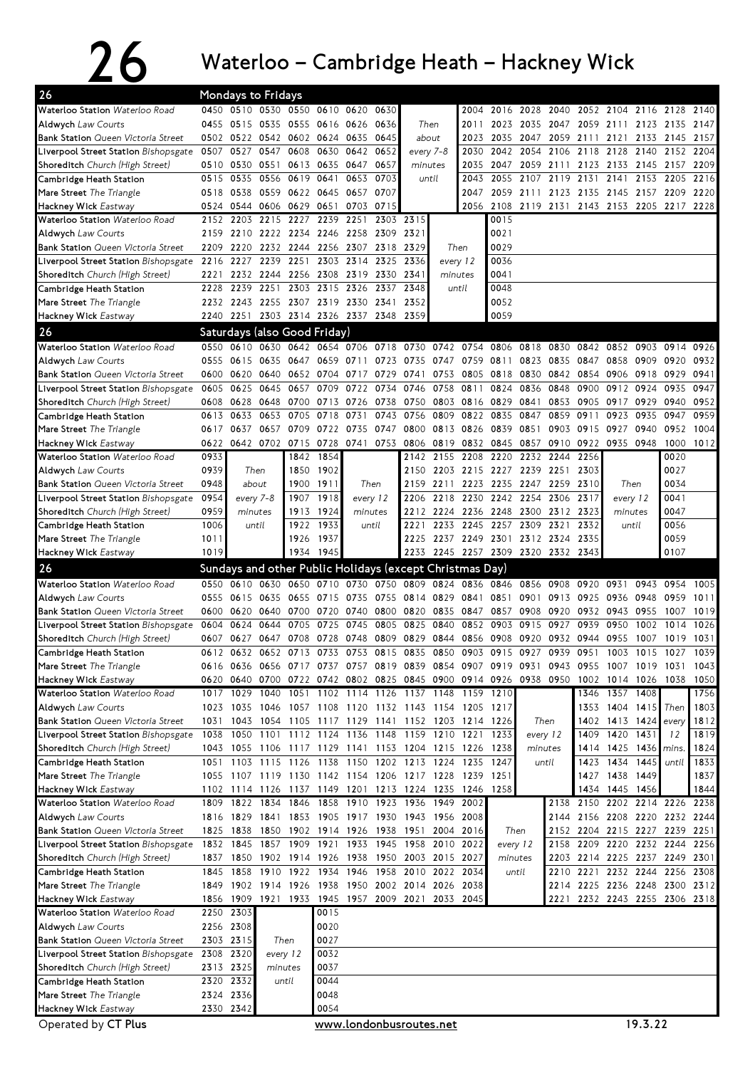# 26 Waterloo – Cambridge Heath – Hackney Wick

## Mondays to Fridays

| 26 | | | | | | | | | | | | | | | | | |
|---|---|---|---|---|---|---|---|---|---|---|---|---|---|---|---|---|---|
| Waterloo Station *Waterloo Road* | 0450 | 0510 | 0530 | 0550 | 0610 | 0620 | 0630 | Then about every 7-8 minutes until | 2004 | 2016 | 2028 | 2040 | 2052 | 2104 | 2116 | 2128 | 2140 |
| Aldwych *Law Courts* | 0455 | 0515 | 0535 | 0555 | 0616 | 0626 | 0636 | | 2011 | 2023 | 2035 | 2047 | 2059 | 2111 | 2123 | 2135 | 2147 |
| Bank Station *Queen Victoria Street* | 0502 | 0522 | 0542 | 0602 | 0624 | 0635 | 0645 | | 2023 | 2035 | 2047 | 2059 | 2111 | 2121 | 2133 | 2145 | 2157 |
| Liverpool Street Station *Bishopsgate* | 0507 | 0527 | 0547 | 0608 | 0630 | 0642 | 0652 | | 2030 | 2042 | 2054 | 2106 | 2118 | 2128 | 2140 | 2152 | 2204 |
| Shoreditch *Church (High Street)* | 0510 | 0530 | 0551 | 0613 | 0635 | 0647 | 0657 | | 2035 | 2047 | 2059 | 2111 | 2123 | 2133 | 2145 | 2157 | 2209 |
| Cambridge Heath Station | 0515 | 0535 | 0556 | 0619 | 0641 | 0653 | 0703 | | 2043 | 2055 | 2107 | 2119 | 2131 | 2141 | 2153 | 2205 | 2216 |
| Mare Street *The Triangle* | 0518 | 0538 | 0559 | 0622 | 0645 | 0657 | 0707 | | 2047 | 2059 | 2111 | 2123 | 2135 | 2145 | 2157 | 2209 | 2220 |
| Hackney Wick *Eastway* | 0524 | 0544 | 0606 | 0629 | 0651 | 0703 | 0715 | | 2056 | 2108 | 2119 | 2131 | 2143 | 2153 | 2205 | 2217 | 2228 |

| | | | | | | | | | | |
|---|---|---|---|---|---|---|---|---|---|---|
| Waterloo Station *Waterloo Road* | 2152 | 2203 | 2215 | 2227 | 2239 | 2251 | 2303 | 2315 | Then every 12 minutes until | 0015 |
| Aldwych *Law Courts* | 2159 | 2210 | 2222 | 2234 | 2246 | 2258 | 2309 | 2321 | | 0021 |
| Bank Station *Queen Victoria Street* | 2209 | 2220 | 2232 | 2244 | 2256 | 2307 | 2318 | 2329 | | 0029 |
| Liverpool Street Station *Bishopsgate* | 2216 | 2227 | 2239 | 2251 | 2303 | 2314 | 2325 | 2336 | | 0036 |
| Shoreditch *Church (High Street)* | 2221 | 2232 | 2244 | 2256 | 2308 | 2319 | 2330 | 2341 | | 0041 |
| Cambridge Heath Station | 2228 | 2239 | 2251 | 2303 | 2315 | 2326 | 2337 | 2348 | | 0048 |
| Mare Street *The Triangle* | 2232 | 2243 | 2255 | 2307 | 2319 | 2330 | 2341 | 2352 | | 0052 |
| Hackney Wick *Eastway* | 2240 | 2251 | 2303 | 2314 | 2326 | 2337 | 2348 | 2359 | | 0059 |

## Saturdays (also Good Friday)

| 26 | | | | | | | | | | | | | | | | | | | |
|---|---|---|---|---|---|---|---|---|---|---|---|---|---|---|---|---|---|---|---|
| Waterloo Station *Waterloo Road* | 0550 | 0610 | 0630 | 0642 | 0654 | 0706 | 0718 | 0730 | 0742 | 0754 | 0806 | 0818 | 0830 | 0842 | 0852 | 0903 | 0914 | 0926 |
| Aldwych *Law Courts* | 0555 | 0615 | 0635 | 0647 | 0659 | 0711 | 0723 | 0735 | 0747 | 0759 | 0811 | 0823 | 0835 | 0847 | 0858 | 0909 | 0920 | 0932 |
| Bank Station *Queen Victoria Street* | 0600 | 0620 | 0640 | 0652 | 0704 | 0717 | 0729 | 0741 | 0753 | 0805 | 0818 | 0830 | 0842 | 0854 | 0906 | 0918 | 0929 | 0941 |
| Liverpool Street Station *Bishopsgate* | 0605 | 0625 | 0645 | 0657 | 0709 | 0722 | 0734 | 0746 | 0758 | 0811 | 0824 | 0836 | 0848 | 0900 | 0912 | 0924 | 0935 | 0947 |
| Shoreditch *Church (High Street)* | 0608 | 0628 | 0648 | 0700 | 0713 | 0726 | 0738 | 0750 | 0803 | 0816 | 0829 | 0841 | 0853 | 0905 | 0917 | 0929 | 0940 | 0952 |
| Cambridge Heath Station | 0613 | 0633 | 0653 | 0705 | 0718 | 0731 | 0743 | 0756 | 0809 | 0822 | 0835 | 0847 | 0859 | 0911 | 0923 | 0935 | 0947 | 0959 |
| Mare Street *The Triangle* | 0617 | 0637 | 0657 | 0709 | 0722 | 0735 | 0747 | 0800 | 0813 | 0826 | 0839 | 0851 | 0903 | 0915 | 0927 | 0940 | 0952 | 1004 |
| Hackney Wick *Eastway* | 0622 | 0642 | 0702 | 0715 | 0728 | 0741 | 0753 | 0806 | 0819 | 0832 | 0845 | 0857 | 0910 | 0922 | 0935 | 0948 | 1000 | 1012 |

| | | | | | | | | | | | | | | | |
|---|---|---|---|---|---|---|---|---|---|---|---|---|---|---|---|
| Waterloo Station *Waterloo Road* | 0933 | Then about every 7-8 minutes until | 1842 | 1854 | Then every 12 minutes until | 2142 | 2155 | 2208 | 2220 | 2232 | 2244 | 2256 | Then every 12 minutes until | 0020 |
| Aldwych *Law Courts* | 0939 | | 1850 | 1902 | | 2150 | 2203 | 2215 | 2227 | 2239 | 2251 | 2303 | | 0027 |
| Bank Station *Queen Victoria Street* | 0948 | | 1900 | 1911 | | 2159 | 2211 | 2223 | 2235 | 2247 | 2259 | 2310 | | 0034 |
| Liverpool Street Station *Bishopsgate* | 0954 | | 1907 | 1918 | | 2206 | 2218 | 2230 | 2242 | 2254 | 2306 | 2317 | | 0041 |
| Shoreditch *Church (High Street)* | 0959 | | 1913 | 1924 | | 2212 | 2224 | 2236 | 2248 | 2300 | 2312 | 2323 | | 0047 |
| Cambridge Heath Station | 1006 | | 1922 | 1933 | | 2221 | 2233 | 2245 | 2257 | 2309 | 2321 | 2332 | | 0056 |
| Mare Street *The Triangle* | 1011 | | 1926 | 1937 | | 2225 | 2237 | 2249 | 2301 | 2312 | 2324 | 2335 | | 0059 |
| Hackney Wick *Eastway* | 1019 | | 1934 | 1945 | | 2233 | 2245 | 2257 | 2309 | 2320 | 2332 | 2343 | | 0107 |

## Sundays and other Public Holidays (except Christmas Day)

| 26 | | | | | | | | | | | | | | | | | | |
|---|---|---|---|---|---|---|---|---|---|---|---|---|---|---|---|---|---|---|
| Waterloo Station *Waterloo Road* | 0550 | 0610 | 0630 | 0650 | 0710 | 0730 | 0750 | 0809 | 0824 | 0836 | 0846 | 0856 | 0908 | 0920 | 0931 | 0943 | 0954 | 1005 |
| Aldwych *Law Courts* | 0555 | 0615 | 0635 | 0655 | 0715 | 0735 | 0755 | 0814 | 0829 | 0841 | 0851 | 0901 | 0913 | 0925 | 0936 | 0948 | 0959 | 1011 |
| Bank Station *Queen Victoria Street* | 0600 | 0620 | 0640 | 0700 | 0720 | 0740 | 0800 | 0820 | 0835 | 0847 | 0857 | 0908 | 0920 | 0932 | 0943 | 0955 | 1007 | 1019 |
| Liverpool Street Station *Bishopsgate* | 0604 | 0624 | 0644 | 0705 | 0725 | 0745 | 0805 | 0825 | 0840 | 0852 | 0903 | 0915 | 0927 | 0939 | 0950 | 1002 | 1014 | 1026 |
| Shoreditch *Church (High Street)* | 0607 | 0627 | 0647 | 0708 | 0728 | 0748 | 0809 | 0829 | 0844 | 0856 | 0908 | 0920 | 0932 | 0944 | 0955 | 1007 | 1019 | 1031 |
| Cambridge Heath Station | 0612 | 0632 | 0652 | 0713 | 0733 | 0753 | 0815 | 0835 | 0850 | 0903 | 0915 | 0927 | 0939 | 0951 | 1003 | 1015 | 1027 | 1039 |
| Mare Street *The Triangle* | 0616 | 0636 | 0656 | 0717 | 0737 | 0757 | 0819 | 0839 | 0854 | 0907 | 0919 | 0931 | 0943 | 0955 | 1007 | 1019 | 1031 | 1043 |
| Hackney Wick *Eastway* | 0620 | 0640 | 0700 | 0722 | 0742 | 0802 | 0825 | 0845 | 0900 | 0914 | 0926 | 0938 | 0950 | 1002 | 1014 | 1026 | 1038 | 1050 |

| | | | | | | | | | | | | | | | | | |
|---|---|---|---|---|---|---|---|---|---|---|---|---|---|---|---|---|---|
| Waterloo Station *Waterloo Road* | 1017 | 1029 | 1040 | 1051 | 1102 | 1114 | 1126 | 1137 | 1148 | 1159 | 1210 | Then every 12 minutes until | 1346 | 1357 | 1408 | Then every 12 mins. until | 1756 |
| Aldwych *Law Courts* | 1023 | 1035 | 1046 | 1057 | 1108 | 1120 | 1132 | 1143 | 1154 | 1205 | 1217 | | 1353 | 1404 | 1415 | | 1803 |
| Bank Station *Queen Victoria Street* | 1031 | 1043 | 1054 | 1105 | 1117 | 1129 | 1141 | 1152 | 1203 | 1214 | 1226 | | 1402 | 1413 | 1424 | | 1812 |
| Liverpool Street Station *Bishopsgate* | 1038 | 1050 | 1101 | 1112 | 1124 | 1136 | 1148 | 1159 | 1210 | 1221 | 1233 | | 1409 | 1420 | 1431 | | 1819 |
| Shoreditch *Church (High Street)* | 1043 | 1055 | 1106 | 1117 | 1129 | 1141 | 1153 | 1204 | 1215 | 1226 | 1238 | | 1414 | 1425 | 1436 | | 1824 |
| Cambridge Heath Station | 1051 | 1103 | 1115 | 1126 | 1138 | 1150 | 1202 | 1213 | 1224 | 1235 | 1247 | | 1423 | 1434 | 1445 | | 1833 |
| Mare Street *The Triangle* | 1055 | 1107 | 1119 | 1130 | 1142 | 1154 | 1206 | 1217 | 1228 | 1239 | 1251 | | 1427 | 1438 | 1449 | | 1837 |
| Hackney Wick *Eastway* | 1102 | 1114 | 1126 | 1137 | 1149 | 1201 | 1213 | 1224 | 1235 | 1246 | 1258 | | 1434 | 1445 | 1456 | | 1844 |

| | | | | | | | | | | | | | | | | | |
|---|---|---|---|---|---|---|---|---|---|---|---|---|---|---|---|---|---|
| Waterloo Station *Waterloo Road* | 1809 | 1822 | 1834 | 1846 | 1858 | 1910 | 1923 | 1936 | 1949 | 2002 | Then every 12 minutes until | 2138 | 2150 | 2202 | 2214 | 2226 | 2238 |
| Aldwych *Law Courts* | 1816 | 1829 | 1841 | 1853 | 1905 | 1917 | 1930 | 1943 | 1956 | 2008 | | 2144 | 2156 | 2208 | 2220 | 2232 | 2244 |
| Bank Station *Queen Victoria Street* | 1825 | 1838 | 1850 | 1902 | 1914 | 1926 | 1938 | 1951 | 2004 | 2016 | | 2152 | 2204 | 2215 | 2227 | 2239 | 2251 |
| Liverpool Street Station *Bishopsgate* | 1832 | 1845 | 1857 | 1909 | 1921 | 1933 | 1945 | 1958 | 2010 | 2022 | | 2158 | 2209 | 2220 | 2232 | 2244 | 2256 |
| Shoreditch *Church (High Street)* | 1837 | 1850 | 1902 | 1914 | 1926 | 1938 | 1950 | 2003 | 2015 | 2027 | | 2203 | 2214 | 2225 | 2237 | 2249 | 2301 |
| Cambridge Heath Station | 1845 | 1858 | 1910 | 1922 | 1934 | 1946 | 1958 | 2010 | 2022 | 2034 | | 2210 | 2221 | 2232 | 2244 | 2256 | 2308 |
| Mare Street *The Triangle* | 1849 | 1902 | 1914 | 1926 | 1938 | 1950 | 2002 | 2014 | 2026 | 2038 | | 2214 | 2225 | 2236 | 2248 | 2300 | 2312 |
| Hackney Wick *Eastway* | 1856 | 1909 | 1921 | 1933 | 1945 | 1957 | 2009 | 2021 | 2033 | 2045 | | 2221 | 2232 | 2243 | 2255 | 2306 | 2318 |

| | | | | |
|---|---|---|---|---|
| Waterloo Station *Waterloo Road* | 2250 | 2303 | Then every 12 minutes until | 0015 |
| Aldwych *Law Courts* | 2256 | 2308 | | 0020 |
| Bank Station *Queen Victoria Street* | 2303 | 2315 | | 0027 |
| Liverpool Street Station *Bishopsgate* | 2308 | 2320 | | 0032 |
| Shoreditch *Church (High Street)* | 2313 | 2325 | | 0037 |
| Cambridge Heath Station | 2320 | 2332 | | 0044 |
| Mare Street *The Triangle* | 2324 | 2336 | | 0048 |
| Hackney Wick *Eastway* | 2330 | 2342 | | 0054 |

Operated by **CT Plus**

www.londonbusroutes.net

19.3.22